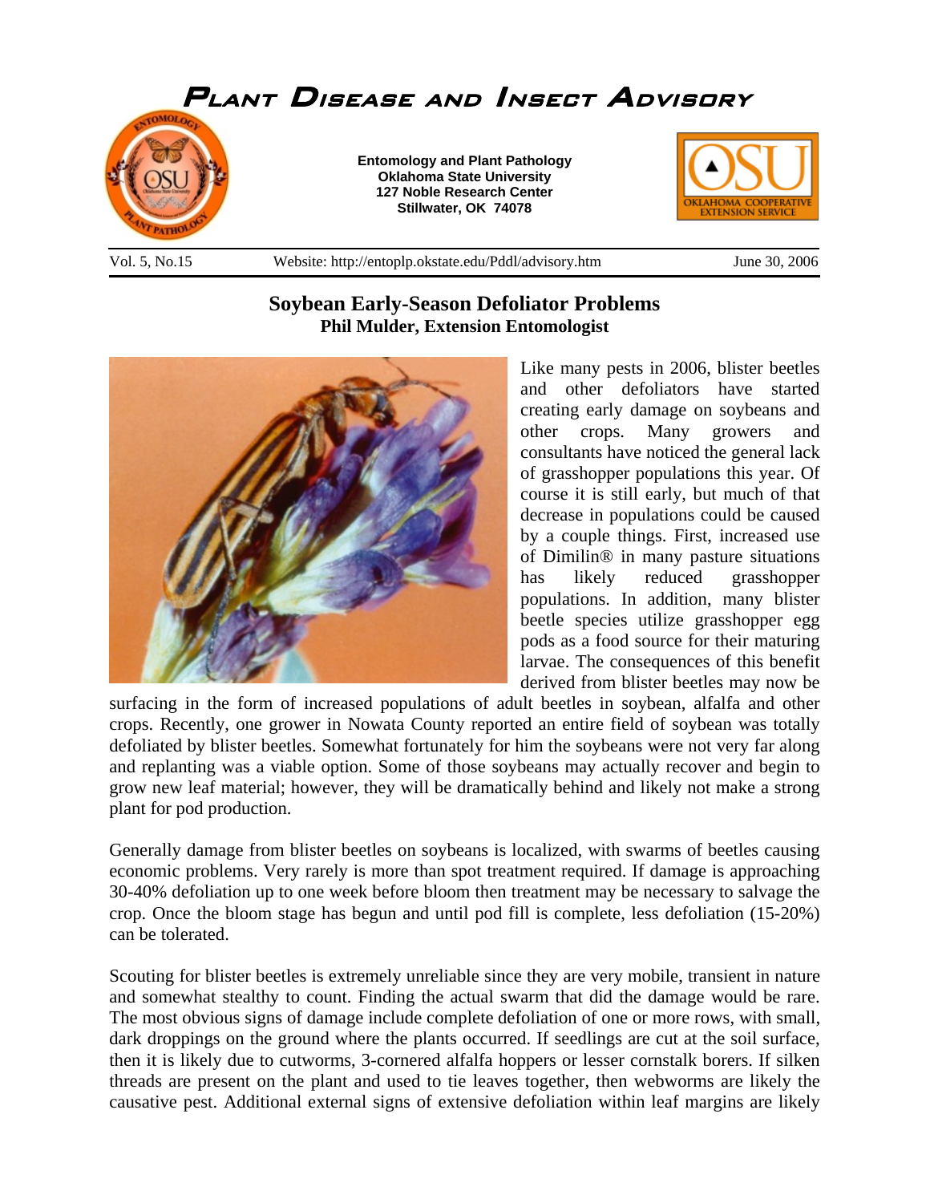# Plant Disease and Insect Advisory

**Entomology and Plant Pathology**
**Oklahoma State University**
**127 Noble Research Center**
**Stillwater, OK 74078**

Vol. 5, No.15 | Website: http://entoplp.okstate.edu/Pddl/advisory.htm | June 30, 2006

## Soybean Early-Season Defoliator Problems

**Phil Mulder, Extension Entomologist**

Like many pests in 2006, blister beetles and other defoliators have started creating early damage on soybeans and other crops. Many growers and consultants have noticed the general lack of grasshopper populations this year. Of course it is still early, but much of that decrease in populations could be caused by a couple things. First, increased use of Dimilin® in many pasture situations has likely reduced grasshopper populations. In addition, many blister beetle species utilize grasshopper egg pods as a food source for their maturing larvae. The consequences of this benefit derived from blister beetles may now be surfacing in the form of increased populations of adult beetles in soybean, alfalfa and other crops. Recently, one grower in Nowata County reported an entire field of soybean was totally defoliated by blister beetles. Somewhat fortunately for him the soybeans were not very far along and replanting was a viable option. Some of those soybeans may actually recover and begin to grow new leaf material; however, they will be dramatically behind and likely not make a strong plant for pod production.

Generally damage from blister beetles on soybeans is localized, with swarms of beetles causing economic problems. Very rarely is more than spot treatment required. If damage is approaching 30-40% defoliation up to one week before bloom then treatment may be necessary to salvage the crop. Once the bloom stage has begun and until pod fill is complete, less defoliation (15-20%) can be tolerated.

Scouting for blister beetles is extremely unreliable since they are very mobile, transient in nature and somewhat stealthy to count. Finding the actual swarm that did the damage would be rare. The most obvious signs of damage include complete defoliation of one or more rows, with small, dark droppings on the ground where the plants occurred. If seedlings are cut at the soil surface, then it is likely due to cutworms, 3-cornered alfalfa hoppers or lesser cornstalk borers. If silken threads are present on the plant and used to tie leaves together, then webworms are likely the causative pest. Additional external signs of extensive defoliation within leaf margins are likely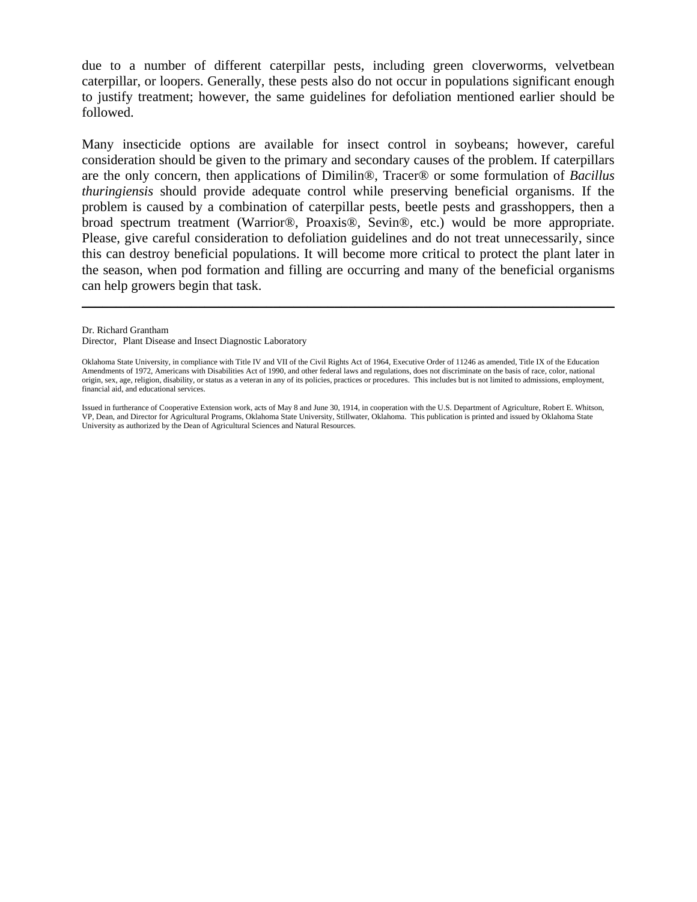due to a number of different caterpillar pests, including green cloverworms, velvetbean caterpillar, or loopers. Generally, these pests also do not occur in populations significant enough to justify treatment; however, the same guidelines for defoliation mentioned earlier should be followed.

Many insecticide options are available for insect control in soybeans; however, careful consideration should be given to the primary and secondary causes of the problem. If caterpillars are the only concern, then applications of Dimilin®, Tracer® or some formulation of *Bacillus thuringiensis* should provide adequate control while preserving beneficial organisms. If the problem is caused by a combination of caterpillar pests, beetle pests and grasshoppers, then a broad spectrum treatment (Warrior®, Proaxis®, Sevin®, etc.) would be more appropriate. Please, give careful consideration to defoliation guidelines and do not treat unnecessarily, since this can destroy beneficial populations. It will become more critical to protect the plant later in the season, when pod formation and filling are occurring and many of the beneficial organisms can help growers begin that task.

---

Dr. Richard Grantham
Director, Plant Disease and Insect Diagnostic Laboratory

Oklahoma State University, in compliance with Title IV and VII of the Civil Rights Act of 1964, Executive Order of 11246 as amended, Title IX of the Education Amendments of 1972, Americans with Disabilities Act of 1990, and other federal laws and regulations, does not discriminate on the basis of race, color, national origin, sex, age, religion, disability, or status as a veteran in any of its policies, practices or procedures. This includes but is not limited to admissions, employment, financial aid, and educational services.

Issued in furtherance of Cooperative Extension work, acts of May 8 and June 30, 1914, in cooperation with the U.S. Department of Agriculture, Robert E. Whitson, VP, Dean, and Director for Agricultural Programs, Oklahoma State University, Stillwater, Oklahoma. This publication is printed and issued by Oklahoma State University as authorized by the Dean of Agricultural Sciences and Natural Resources.